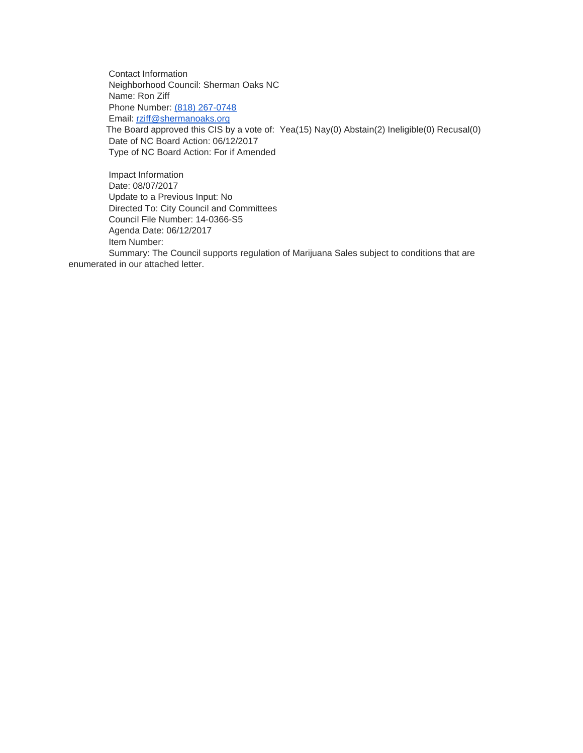Contact Information
Neighborhood Council: Sherman Oaks NC
Name: Ron Ziff
Phone Number: (818) 267-0748
Email: rziff@shermanoaks.org
The Board approved this CIS by a vote of: Yea(15) Nay(0) Abstain(2) Ineligible(0) Recusal(0)
Date of NC Board Action: 06/12/2017
Type of NC Board Action: For if Amended

Impact Information
Date: 08/07/2017
Update to a Previous Input: No
Directed To: City Council and Committees
Council File Number: 14-0366-S5
Agenda Date: 06/12/2017
Item Number:
Summary: The Council supports regulation of Marijuana Sales subject to conditions that are enumerated in our attached letter.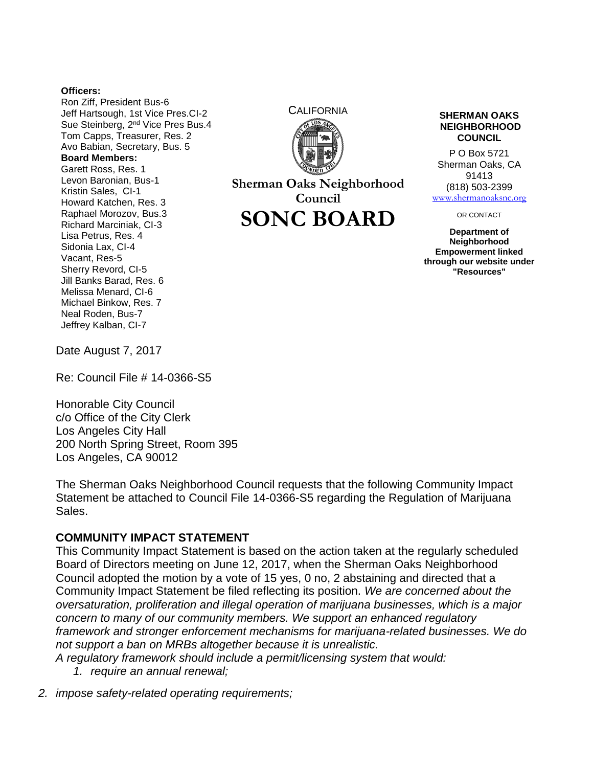**Officers:**
Ron Ziff, President Bus-6
Jeff Hartsough, 1st Vice Pres.CI-2
Sue Steinberg, 2nd Vice Pres Bus.4
Tom Capps, Treasurer, Res. 2
Avo Babian, Secretary, Bus. 5
**Board Members:**
Garett Ross, Res. 1
Levon Baronian, Bus-1
Kristin Sales, CI-1
Howard Katchen, Res. 3
Raphael Morozov, Bus.3
Richard Marciniak, CI-3
Lisa Petrus, Res. 4
Sidonia Lax, CI-4
Vacant, Res-5
Sherry Revord, CI-5
Jill Banks Barad, Res. 6
Melissa Menard, CI-6
Michael Binkow, Res. 7
Neal Roden, Bus-7
Jeffrey Kalban, CI-7

CALIFORNIA

**Sherman Oaks Neighborhood Council**

# SONC BOARD

**SHERMAN OAKS NEIGHBORHOOD COUNCIL**

P O Box 5721
Sherman Oaks, CA 91413
(818) 503-2399
www.shermanoaksnc.org

OR CONTACT

**Department of Neighborhood Empowerment linked through our website under "Resources"**

Date August 7, 2017

Re: Council File # 14-0366-S5

Honorable City Council
c/o Office of the City Clerk
Los Angeles City Hall
200 North Spring Street, Room 395
Los Angeles, CA 90012

The Sherman Oaks Neighborhood Council requests that the following Community Impact Statement be attached to Council File 14-0366-S5 regarding the Regulation of Marijuana Sales.

**COMMUNITY IMPACT STATEMENT**

This Community Impact Statement is based on the action taken at the regularly scheduled Board of Directors meeting on June 12, 2017, when the Sherman Oaks Neighborhood Council adopted the motion by a vote of 15 yes, 0 no, 2 abstaining and directed that a Community Impact Statement be filed reflecting its position. *We are concerned about the oversaturation, proliferation and illegal operation of marijuana businesses, which is a major concern to many of our community members. We support an enhanced regulatory framework and stronger enforcement mechanisms for marijuana-related businesses. We do not support a ban on MRBs altogether because it is unrealistic.*

*A regulatory framework should include a permit/licensing system that would:*

1. *require an annual renewal;*
2. *impose safety-related operating requirements;*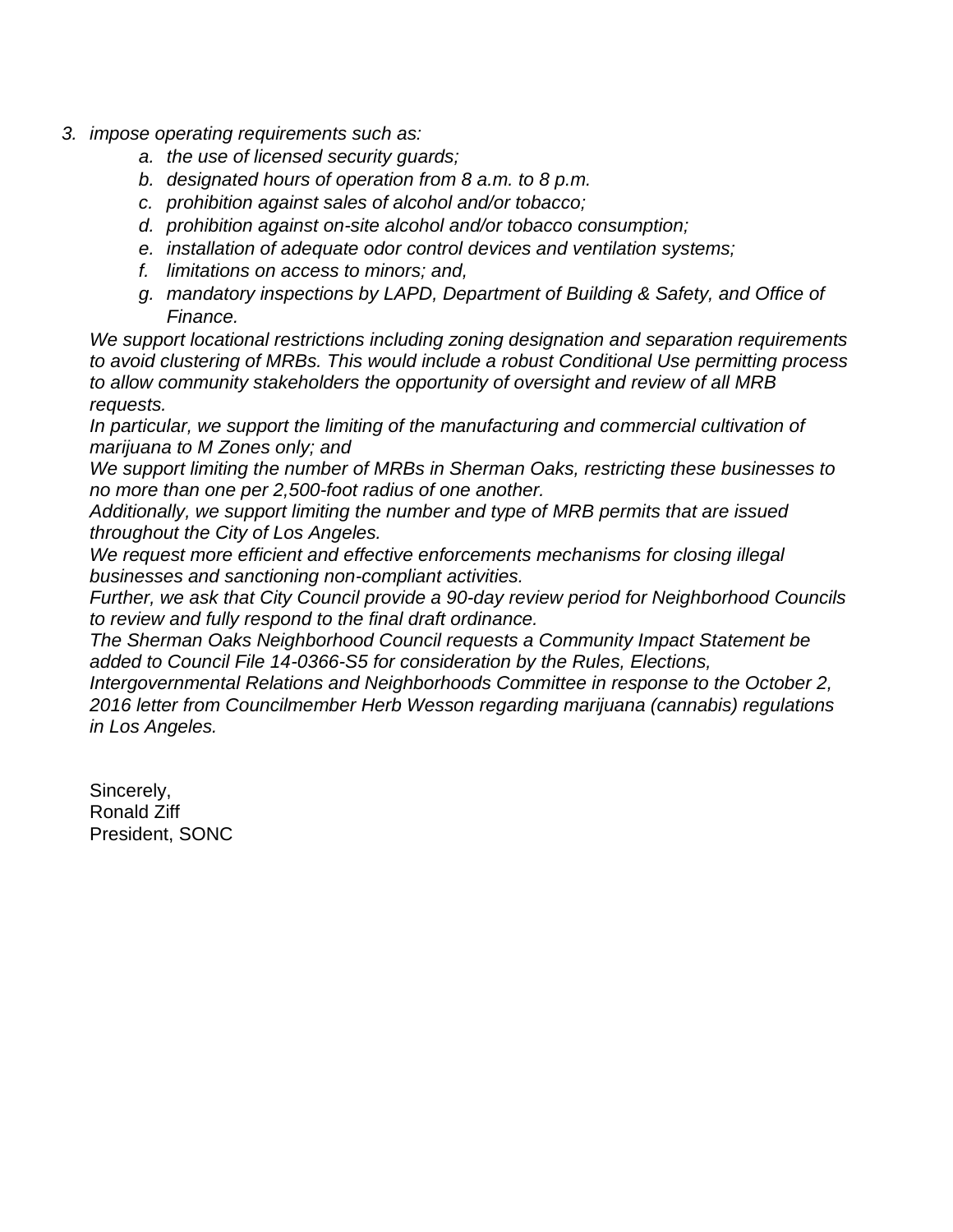3. *impose operating requirements such as:*
    a. *the use of licensed security guards;*
    b. *designated hours of operation from 8 a.m. to 8 p.m.*
    c. *prohibition against sales of alcohol and/or tobacco;*
    d. *prohibition against on-site alcohol and/or tobacco consumption;*
    e. *installation of adequate odor control devices and ventilation systems;*
    f. *limitations on access to minors; and,*
    g. *mandatory inspections by LAPD, Department of Building & Safety, and Office of Finance.*

*We support locational restrictions including zoning designation and separation requirements to avoid clustering of MRBs. This would include a robust Conditional Use permitting process to allow community stakeholders the opportunity of oversight and review of all MRB requests.*

*In particular, we support the limiting of the manufacturing and commercial cultivation of marijuana to M Zones only; and*

*We support limiting the number of MRBs in Sherman Oaks, restricting these businesses to no more than one per 2,500-foot radius of one another.*

*Additionally, we support limiting the number and type of MRB permits that are issued throughout the City of Los Angeles.*

*We request more efficient and effective enforcements mechanisms for closing illegal businesses and sanctioning non-compliant activities.*

*Further, we ask that City Council provide a 90-day review period for Neighborhood Councils to review and fully respond to the final draft ordinance.*

*The Sherman Oaks Neighborhood Council requests a Community Impact Statement be added to Council File 14-0366-S5 for consideration by the Rules, Elections, Intergovernmental Relations and Neighborhoods Committee in response to the October 2, 2016 letter from Councilmember Herb Wesson regarding marijuana (cannabis) regulations in Los Angeles.*

Sincerely,
Ronald Ziff
President, SONC